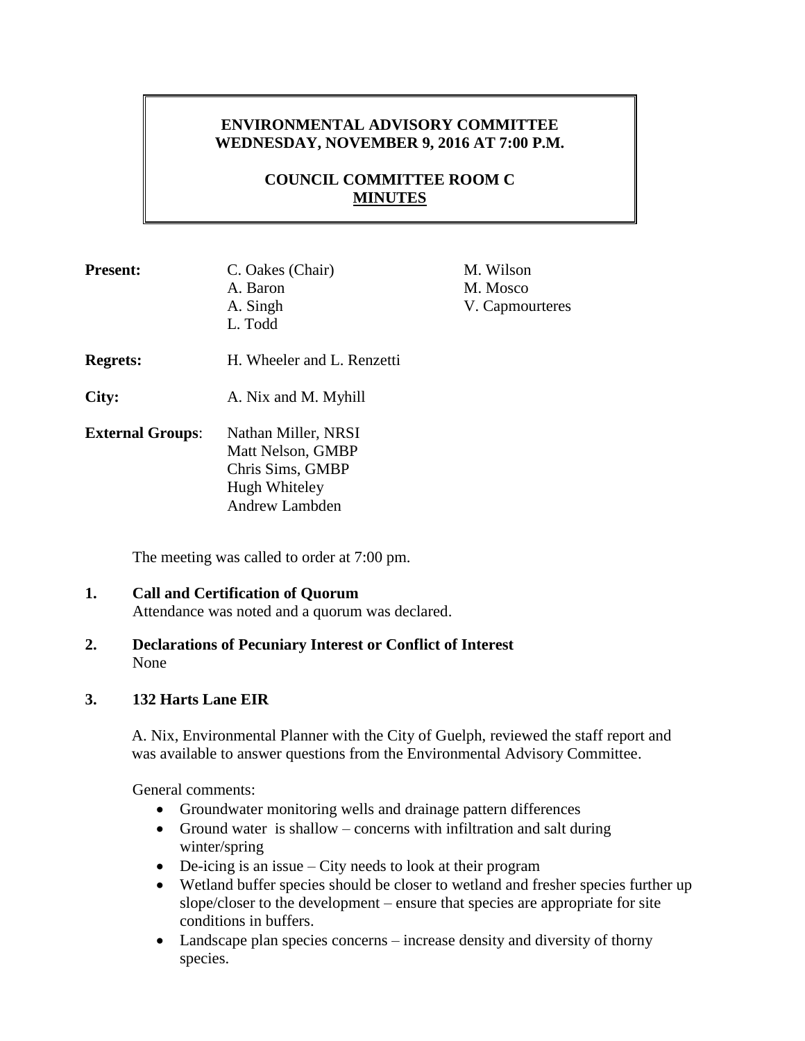**ENVIRONMENTAL ADVISORY COMMITTEE**
**WEDNESDAY, NOVEMBER 9, 2016 AT 7:00 P.M.**

**COUNCIL COMMITTEE ROOM C**
**MINUTES**

**Present:** C. Oakes (Chair), A. Baron, A. Singh, L. Todd, M. Wilson, M. Mosco, V. Capmourteres

**Regrets:** H. Wheeler and L. Renzetti

**City:** A. Nix and M. Myhill

**External Groups**: Nathan Miller, NRSI; Matt Nelson, GMBP; Chris Sims, GMBP; Hugh Whiteley; Andrew Lambden

The meeting was called to order at 7:00 pm.

## 1. Call and Certification of Quorum

Attendance was noted and a quorum was declared.

## 2. Declarations of Pecuniary Interest or Conflict of Interest

None

## 3. 132 Harts Lane EIR

A. Nix, Environmental Planner with the City of Guelph, reviewed the staff report and was available to answer questions from the Environmental Advisory Committee.

General comments:

- Groundwater monitoring wells and drainage pattern differences
- Ground water is shallow – concerns with infiltration and salt during winter/spring
- De-icing is an issue – City needs to look at their program
- Wetland buffer species should be closer to wetland and fresher species further up slope/closer to the development – ensure that species are appropriate for site conditions in buffers.
- Landscape plan species concerns – increase density and diversity of thorny species.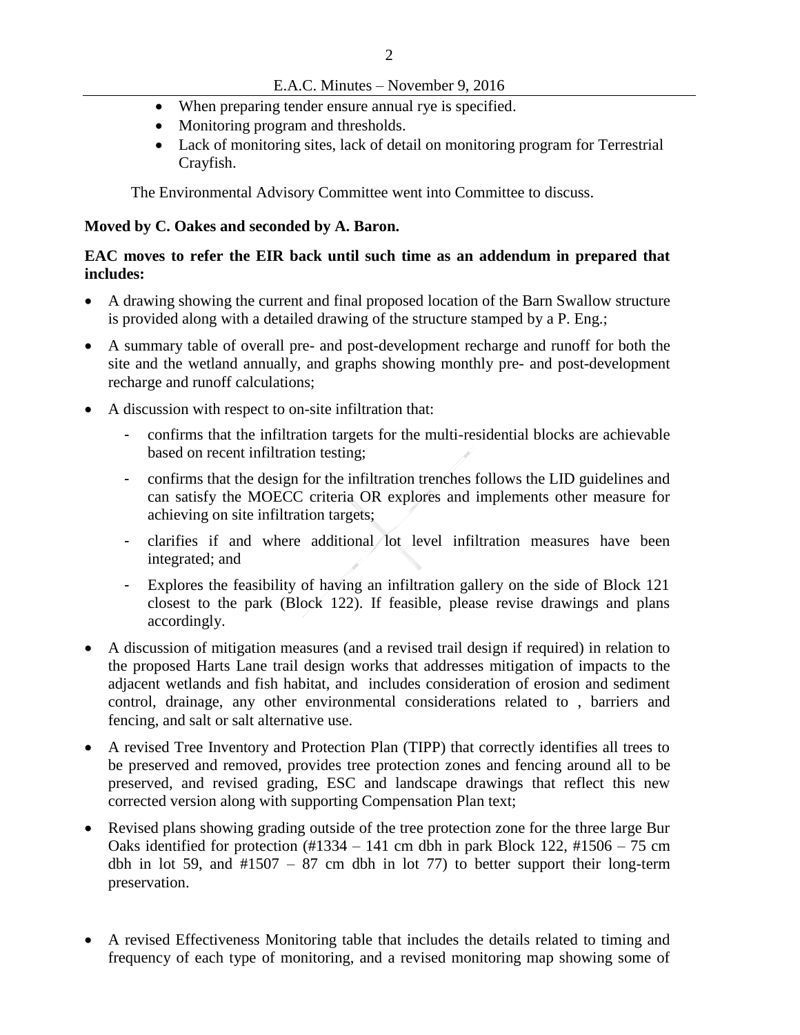- When preparing tender ensure annual rye is specified.
- Monitoring program and thresholds.
- Lack of monitoring sites, lack of detail on monitoring program for Terrestrial Crayfish.

The Environmental Advisory Committee went into Committee to discuss.

**Moved by C. Oakes and seconded by A. Baron.**

**EAC moves to refer the EIR back until such time as an addendum in prepared that includes:**

- A drawing showing the current and final proposed location of the Barn Swallow structure is provided along with a detailed drawing of the structure stamped by a P. Eng.;
- A summary table of overall pre- and post-development recharge and runoff for both the site and the wetland annually, and graphs showing monthly pre- and post-development recharge and runoff calculations;
- A discussion with respect to on-site infiltration that:
    - confirms that the infiltration targets for the multi-residential blocks are achievable based on recent infiltration testing;
    - confirms that the design for the infiltration trenches follows the LID guidelines and can satisfy the MOECC criteria OR explores and implements other measure for achieving on site infiltration targets;
    - clarifies if and where additional lot level infiltration measures have been integrated; and
    - Explores the feasibility of having an infiltration gallery on the side of Block 121 closest to the park (Block 122). If feasible, please revise drawings and plans accordingly.
- A discussion of mitigation measures (and a revised trail design if required) in relation to the proposed Harts Lane trail design works that addresses mitigation of impacts to the adjacent wetlands and fish habitat, and includes consideration of erosion and sediment control, drainage, any other environmental considerations related to , barriers and fencing, and salt or salt alternative use.
- A revised Tree Inventory and Protection Plan (TIPP) that correctly identifies all trees to be preserved and removed, provides tree protection zones and fencing around all to be preserved, and revised grading, ESC and landscape drawings that reflect this new corrected version along with supporting Compensation Plan text;
- Revised plans showing grading outside of the tree protection zone for the three large Bur Oaks identified for protection (#1334 – 141 cm dbh in park Block 122, #1506 – 75 cm dbh in lot 59, and #1507 – 87 cm dbh in lot 77) to better support their long-term preservation.
- A revised Effectiveness Monitoring table that includes the details related to timing and frequency of each type of monitoring, and a revised monitoring map showing some of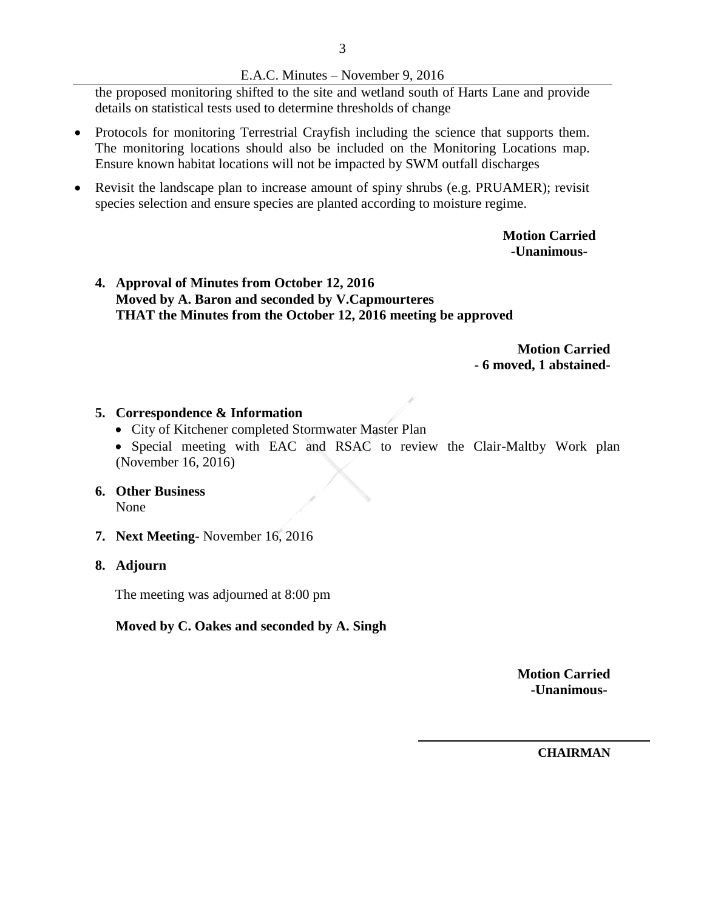the proposed monitoring shifted to the site and wetland south of Harts Lane and provide details on statistical tests used to determine thresholds of change

- Protocols for monitoring Terrestrial Crayfish including the science that supports them. The monitoring locations should also be included on the Monitoring Locations map. Ensure known habitat locations will not be impacted by SWM outfall discharges
- Revisit the landscape plan to increase amount of spiny shrubs (e.g. PRUAMER); revisit species selection and ensure species are planted according to moisture regime.

**Motion Carried**
**-Unanimous-**

**4. Approval of Minutes from October 12, 2016**
**Moved by A. Baron and seconded by V.Capmourteres**
**THAT the Minutes from the October 12, 2016 meeting be approved**

**Motion Carried**
**- 6 moved, 1 abstained-**

**5. Correspondence & Information**

- City of Kitchener completed Stormwater Master Plan
- Special meeting with EAC and RSAC to review the Clair-Maltby Work plan (November 16, 2016)

**6. Other Business**
None

**7. Next Meeting-** November 16, 2016

**8. Adjourn**

The meeting was adjourned at 8:00 pm

**Moved by C. Oakes and seconded by A. Singh**

**Motion Carried**
**-Unanimous-**

**CHAIRMAN**